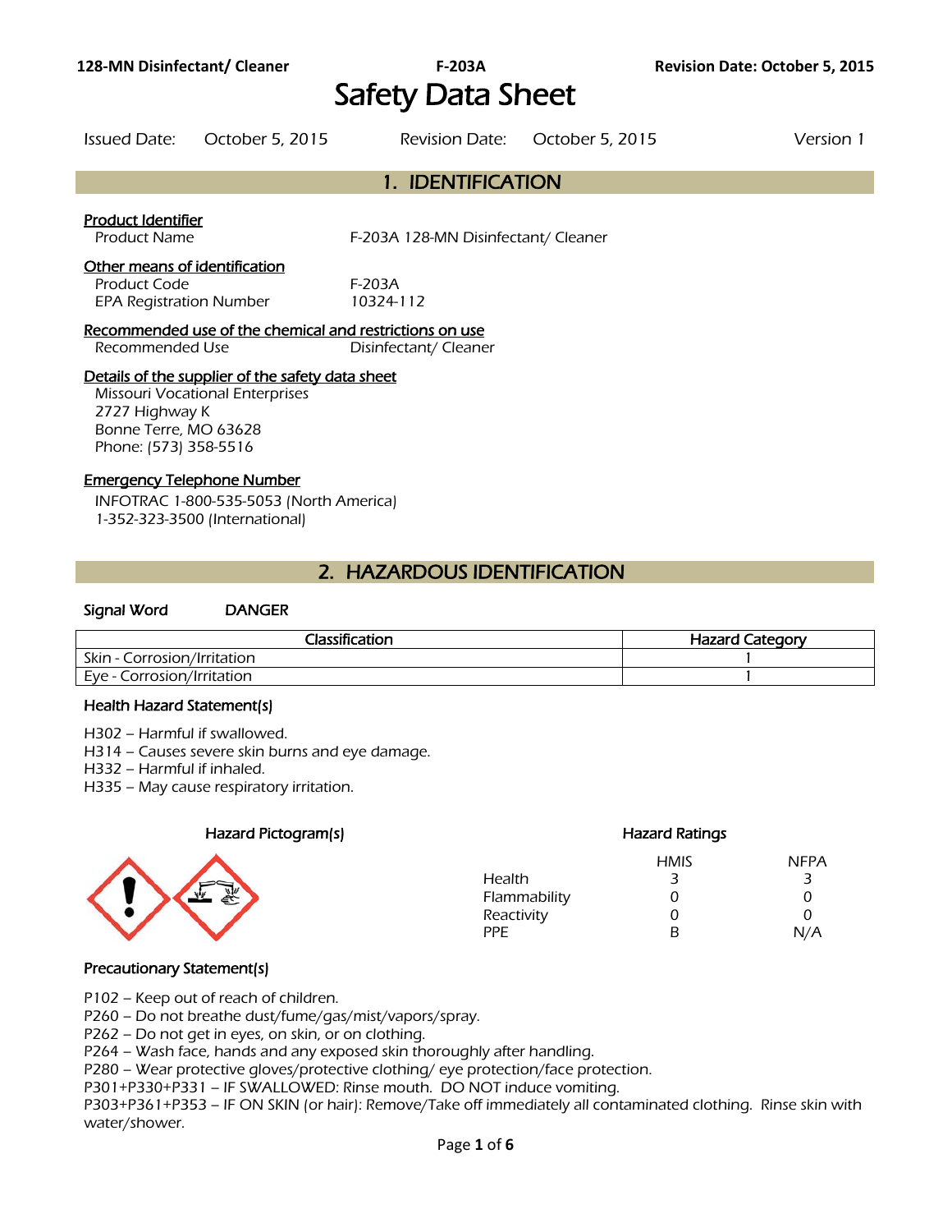# Safety Data Sheet

Issued Date: October 5, 2015 Revision Date: October 5, 2015 Version 1

## 1. IDENTIFICATION

**Product Identifier**

Product Name F-203A 128-MN Disinfectant/ Cleaner

**Other means of identification**

Product Code F-203A

EPA Registration Number 10324-112

**Recommended use of the chemical and restrictions on use**

Recommended Use Disinfectant/ Cleaner

**Details of the supplier of the safety data sheet**

Missouri Vocational Enterprises
2727 Highway K
Bonne Terre, MO 63628
Phone: (573) 358-5516

**Emergency Telephone Number**

INFOTRAC 1-800-535-5053 (North America)
1-352-323-3500 (International)

## 2. HAZARDOUS IDENTIFICATION

**Signal Word** DANGER

| Classification | Hazard Category |
|---|---|
| Skin - Corrosion/Irritation | 1 |
| Eye - Corrosion/Irritation | 1 |

### Health Hazard Statement(s)

H302 – Harmful if swallowed.
H314 – Causes severe skin burns and eye damage.
H332 – Harmful if inhaled.
H335 – May cause respiratory irritation.

### Hazard Pictogram(s)

### Hazard Ratings

| | HMIS | NFPA |
|---|---|---|
| Health | 3 | 3 |
| Flammability | 0 | 0 |
| Reactivity | 0 | 0 |
| PPE | B | N/A |

### Precautionary Statement(s)

P102 – Keep out of reach of children.
P260 – Do not breathe dust/fume/gas/mist/vapors/spray.
P262 – Do not get in eyes, on skin, or on clothing.
P264 – Wash face, hands and any exposed skin thoroughly after handling.
P280 – Wear protective gloves/protective clothing/ eye protection/face protection.
P301+P330+P331 – IF SWALLOWED: Rinse mouth. DO NOT induce vomiting.
P303+P361+P353 – IF ON SKIN (or hair): Remove/Take off immediately all contaminated clothing. Rinse skin with water/shower.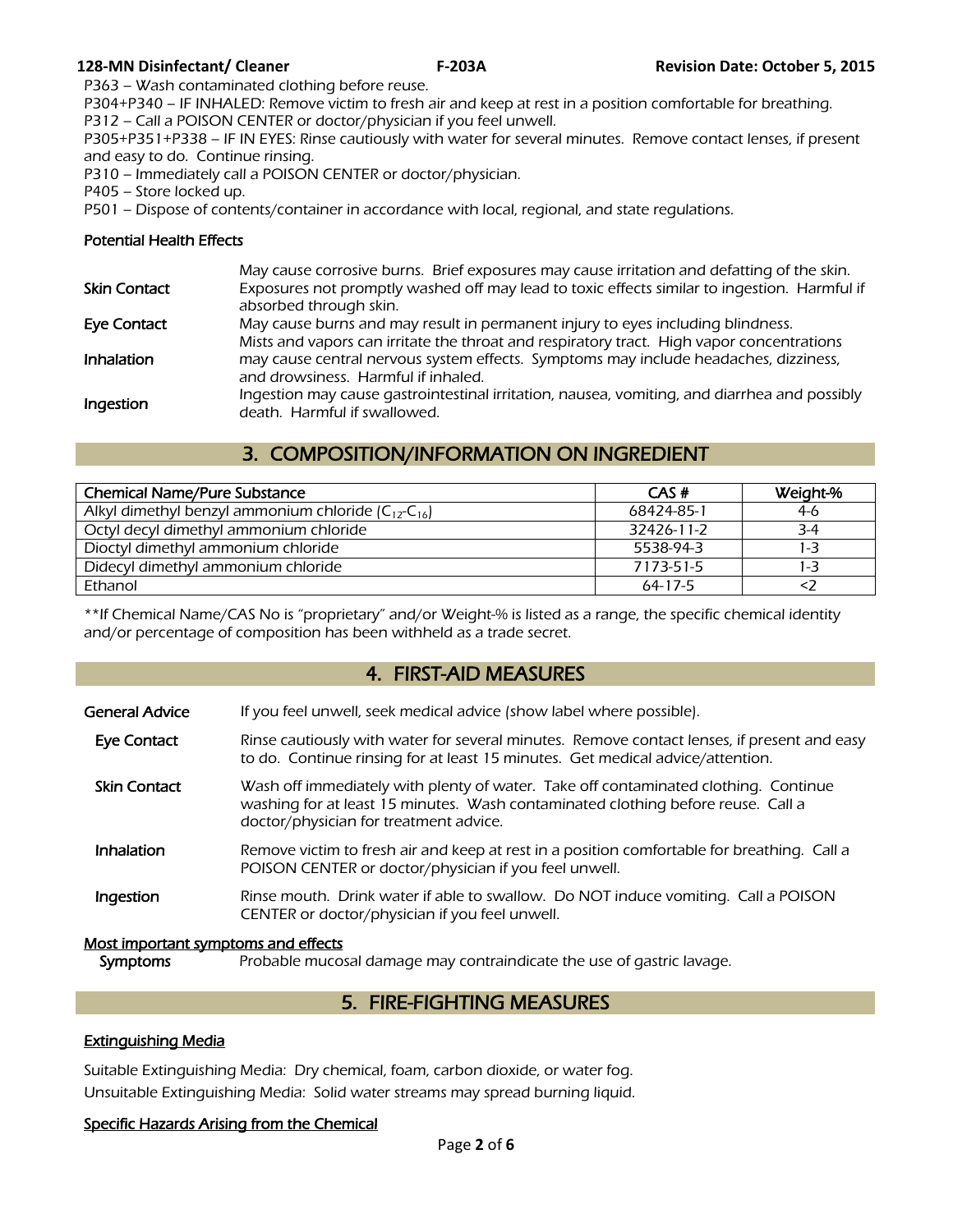P363 – Wash contaminated clothing before reuse.
P304+P340 – IF INHALED: Remove victim to fresh air and keep at rest in a position comfortable for breathing.
P312 – Call a POISON CENTER or doctor/physician if you feel unwell.
P305+P351+P338 – IF IN EYES: Rinse cautiously with water for several minutes. Remove contact lenses, if present and easy to do. Continue rinsing.
P310 – Immediately call a POISON CENTER or doctor/physician.
P405 – Store locked up.
P501 – Dispose of contents/container in accordance with local, regional, and state regulations.

**Potential Health Effects**

| | |
|---|---|
| **Skin Contact** | May cause corrosive burns. Brief exposures may cause irritation and defatting of the skin. Exposures not promptly washed off may lead to toxic effects similar to ingestion. Harmful if absorbed through skin. |
| **Eye Contact** | May cause burns and may result in permanent injury to eyes including blindness. |
| **Inhalation** | Mists and vapors can irritate the throat and respiratory tract. High vapor concentrations may cause central nervous system effects. Symptoms may include headaches, dizziness, and drowsiness. Harmful if inhaled. |
| **Ingestion** | Ingestion may cause gastrointestinal irritation, nausea, vomiting, and diarrhea and possibly death. Harmful if swallowed. |

## 3. COMPOSITION/INFORMATION ON INGREDIENT

| Chemical Name/Pure Substance | CAS # | Weight-% |
|---|---|---|
| Alkyl dimethyl benzyl ammonium chloride ($C_{12}$-$C_{16}$) | 68424-85-1 | 4-6 |
| Octyl decyl dimethyl ammonium chloride | 32426-11-2 | 3-4 |
| Dioctyl dimethyl ammonium chloride | 5538-94-3 | 1-3 |
| Didecyl dimethyl ammonium chloride | 7173-51-5 | 1-3 |
| Ethanol | 64-17-5 | <2 |

**If Chemical Name/CAS No is "proprietary" and/or Weight-% is listed as a range, the specific chemical identity and/or percentage of composition has been withheld as a trade secret.

## 4. FIRST-AID MEASURES

| | |
|---|---|
| **General Advice** | If you feel unwell, seek medical advice (show label where possible). |
| **Eye Contact** | Rinse cautiously with water for several minutes. Remove contact lenses, if present and easy to do. Continue rinsing for at least 15 minutes. Get medical advice/attention. |
| **Skin Contact** | Wash off immediately with plenty of water. Take off contaminated clothing. Continue washing for at least 15 minutes. Wash contaminated clothing before reuse. Call a doctor/physician for treatment advice. |
| **Inhalation** | Remove victim to fresh air and keep at rest in a position comfortable for breathing. Call a POISON CENTER or doctor/physician if you feel unwell. |
| **Ingestion** | Rinse mouth. Drink water if able to swallow. Do NOT induce vomiting. Call a POISON CENTER or doctor/physician if you feel unwell. |

**Most important symptoms and effects**

**Symptoms** Probable mucosal damage may contraindicate the use of gastric lavage.

## 5. FIRE-FIGHTING MEASURES

**Extinguishing Media**

Suitable Extinguishing Media: Dry chemical, foam, carbon dioxide, or water fog.
Unsuitable Extinguishing Media: Solid water streams may spread burning liquid.

**Specific Hazards Arising from the Chemical**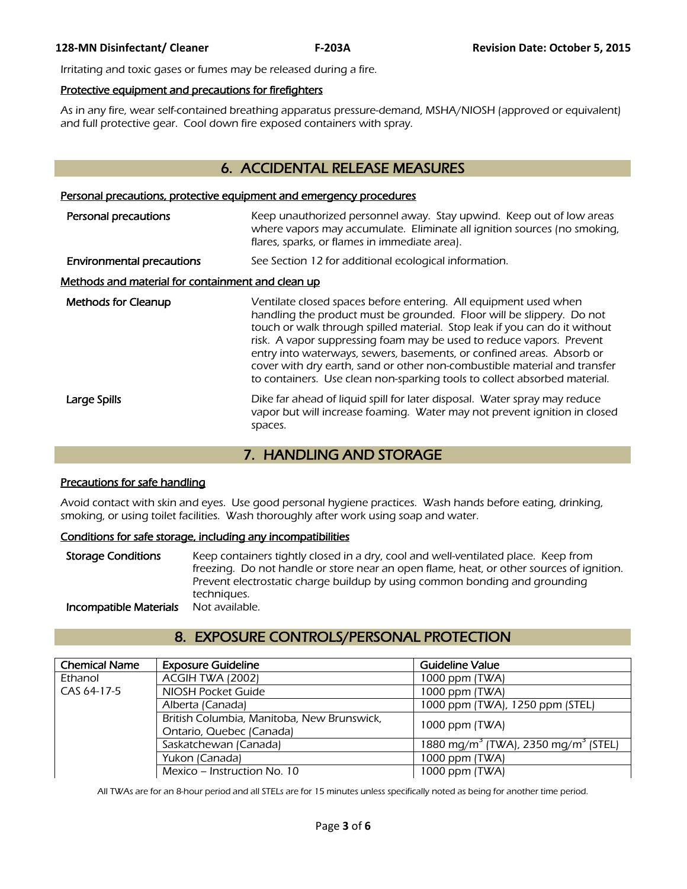Irritating and toxic gases or fumes may be released during a fire.

**Protective equipment and precautions for firefighters**

As in any fire, wear self-contained breathing apparatus pressure-demand, MSHA/NIOSH (approved or equivalent) and full protective gear. Cool down fire exposed containers with spray.

## 6. ACCIDENTAL RELEASE MEASURES

**Personal precautions, protective equipment and emergency procedures**

**Personal precautions** — Keep unauthorized personnel away. Stay upwind. Keep out of low areas where vapors may accumulate. Eliminate all ignition sources (no smoking, flares, sparks, or flames in immediate area).

**Environmental precautions** — See Section 12 for additional ecological information.

**Methods and material for containment and clean up**

**Methods for Cleanup** — Ventilate closed spaces before entering. All equipment used when handling the product must be grounded. Floor will be slippery. Do not touch or walk through spilled material. Stop leak if you can do it without risk. A vapor suppressing foam may be used to reduce vapors. Prevent entry into waterways, sewers, basements, or confined areas. Absorb or cover with dry earth, sand or other non-combustible material and transfer to containers. Use clean non-sparking tools to collect absorbed material.

**Large Spills** — Dike far ahead of liquid spill for later disposal. Water spray may reduce vapor but will increase foaming. Water may not prevent ignition in closed spaces.

## 7. HANDLING AND STORAGE

**Precautions for safe handling**

Avoid contact with skin and eyes. Use good personal hygiene practices. Wash hands before eating, drinking, smoking, or using toilet facilities. Wash thoroughly after work using soap and water.

**Conditions for safe storage, including any incompatibilities**

**Storage Conditions** — Keep containers tightly closed in a dry, cool and well-ventilated place. Keep from freezing. Do not handle or store near an open flame, heat, or other sources of ignition. Prevent electrostatic charge buildup by using common bonding and grounding techniques.

**Incompatible Materials** — Not available.

## 8. EXPOSURE CONTROLS/PERSONAL PROTECTION

| Chemical Name | Exposure Guideline | Guideline Value |
|---|---|---|
| Ethanol<br>CAS 64-17-5 | ACGIH TWA (2002) | 1000 ppm (TWA) |
| | NIOSH Pocket Guide | 1000 ppm (TWA) |
| | Alberta (Canada) | 1000 ppm (TWA), 1250 ppm (STEL) |
| | British Columbia, Manitoba, New Brunswick, Ontario, Quebec (Canada) | 1000 ppm (TWA) |
| | Saskatchewan (Canada) | 1880 $mg/m^3$ (TWA), 2350 $mg/m^3$ (STEL) |
| | Yukon (Canada) | 1000 ppm (TWA) |
| | Mexico – Instruction No. 10 | 1000 ppm (TWA) |

All TWAs are for an 8-hour period and all STELs are for 15 minutes unless specifically noted as being for another time period.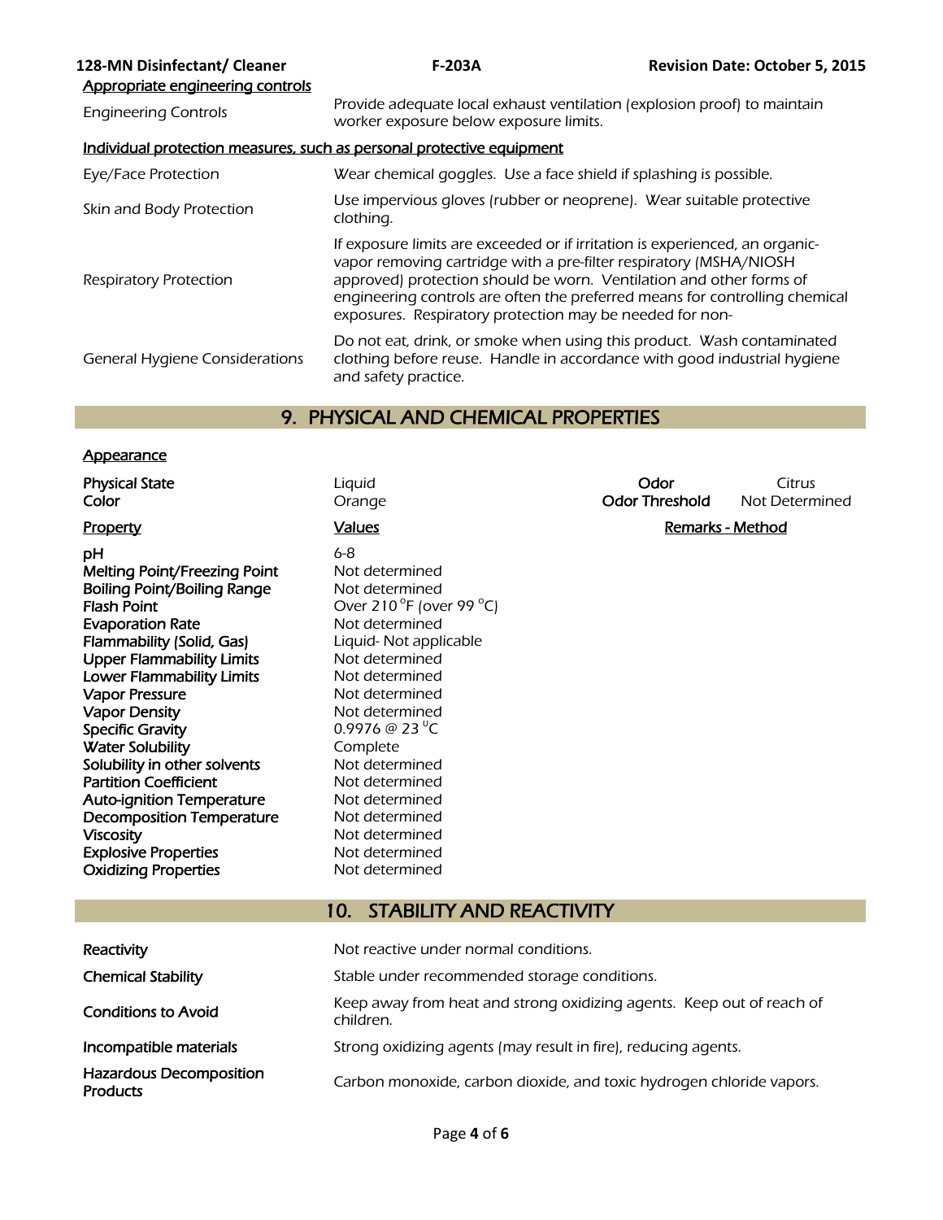**Appropriate engineering controls**

| | |
|---|---|
| Engineering Controls | Provide adequate local exhaust ventilation (explosion proof) to maintain worker exposure below exposure limits. |

**Individual protection measures, such as personal protective equipment**

| | |
|---|---|
| Eye/Face Protection | Wear chemical goggles. Use a face shield if splashing is possible. |
| Skin and Body Protection | Use impervious gloves (rubber or neoprene). Wear suitable protective clothing. |
| Respiratory Protection | If exposure limits are exceeded or if irritation is experienced, an organic-vapor removing cartridge with a pre-filter respiratory (MSHA/NIOSH approved) protection should be worn. Ventilation and other forms of engineering controls are often the preferred means for controlling chemical exposures. Respiratory protection may be needed for non- |
| General Hygiene Considerations | Do not eat, drink, or smoke when using this product. Wash contaminated clothing before reuse. Handle in accordance with good industrial hygiene and safety practice. |

## 9. PHYSICAL AND CHEMICAL PROPERTIES

**Appearance**

| | | | |
|---|---|---|---|
| **Physical State** | Liquid | **Odor** | Citrus |
| **Color** | Orange | **Odor Threshold** | Not Determined |

| **Property** | **Values** | **Remarks - Method** |
|---|---|---|
| **pH** | 6-8 | |
| **Melting Point/Freezing Point** | Not determined | |
| **Boiling Point/Boiling Range** | Not determined | |
| **Flash Point** | Over 210 °F (over 99 °C) | |
| **Evaporation Rate** | Not determined | |
| **Flammability (Solid, Gas)** | Liquid- Not applicable | |
| **Upper Flammability Limits** | Not determined | |
| **Lower Flammability Limits** | Not determined | |
| **Vapor Pressure** | Not determined | |
| **Vapor Density** | Not determined | |
| **Specific Gravity** | 0.9976 @ 23 °C | |
| **Water Solubility** | Complete | |
| **Solubility in other solvents** | Not determined | |
| **Partition Coefficient** | Not determined | |
| **Auto-ignition Temperature** | Not determined | |
| **Decomposition Temperature** | Not determined | |
| **Viscosity** | Not determined | |
| **Explosive Properties** | Not determined | |
| **Oxidizing Properties** | Not determined | |

## 10. STABILITY AND REACTIVITY

| | |
|---|---|
| **Reactivity** | Not reactive under normal conditions. |
| **Chemical Stability** | Stable under recommended storage conditions. |
| **Conditions to Avoid** | Keep away from heat and strong oxidizing agents. Keep out of reach of children. |
| **Incompatible materials** | Strong oxidizing agents (may result in fire), reducing agents. |
| **Hazardous Decomposition Products** | Carbon monoxide, carbon dioxide, and toxic hydrogen chloride vapors. |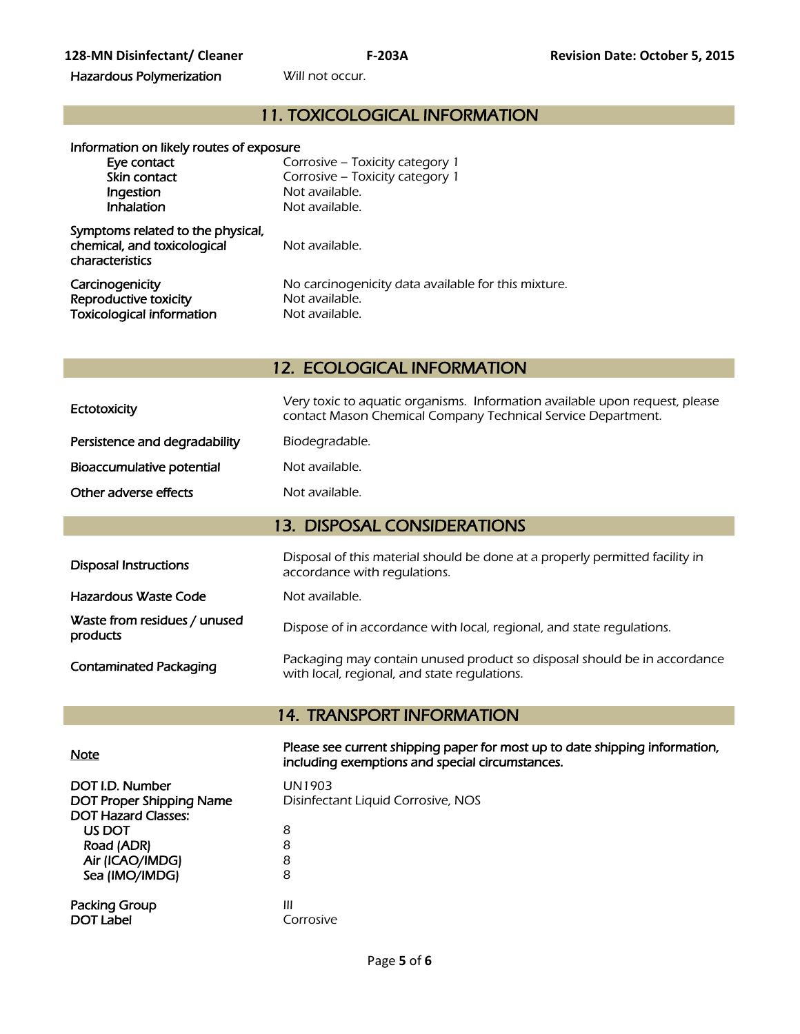| Hazardous Polymerization | Will not occur. |
|---|---|

## 11. TOXICOLOGICAL INFORMATION

**Information on likely routes of exposure**

| | |
|---|---|
| Eye contact | Corrosive – Toxicity category 1 |
| Skin contact | Corrosive – Toxicity category 1 |
| Ingestion | Not available. |
| Inhalation | Not available. |
| Symptoms related to the physical, chemical, and toxicological characteristics | Not available. |
| Carcinogenicity | No carcinogenicity data available for this mixture. |
| Reproductive toxicity | Not available. |
| Toxicological information | Not available. |

## 12. ECOLOGICAL INFORMATION

| | |
|---|---|
| Ectotoxicity | Very toxic to aquatic organisms. Information available upon request, please contact Mason Chemical Company Technical Service Department. |
| Persistence and degradability | Biodegradable. |
| Bioaccumulative potential | Not available. |
| Other adverse effects | Not available. |

## 13. DISPOSAL CONSIDERATIONS

| | |
|---|---|
| Disposal Instructions | Disposal of this material should be done at a properly permitted facility in accordance with regulations. |
| Hazardous Waste Code | Not available. |
| Waste from residues / unused products | Dispose of in accordance with local, regional, and state regulations. |
| Contaminated Packaging | Packaging may contain unused product so disposal should be in accordance with local, regional, and state regulations. |

## 14. TRANSPORT INFORMATION

| | |
|---|---|
| Note | **Please see current shipping paper for most up to date shipping information, including exemptions and special circumstances.** |
| DOT I.D. Number | UN1903 |
| DOT Proper Shipping Name | Disinfectant Liquid Corrosive, NOS |
| DOT Hazard Classes: | |
| US DOT | 8 |
| Road (ADR) | 8 |
| Air (ICAO/IMDG) | 8 |
| Sea (IMO/IMDG) | 8 |
| Packing Group | III |
| DOT Label | Corrosive |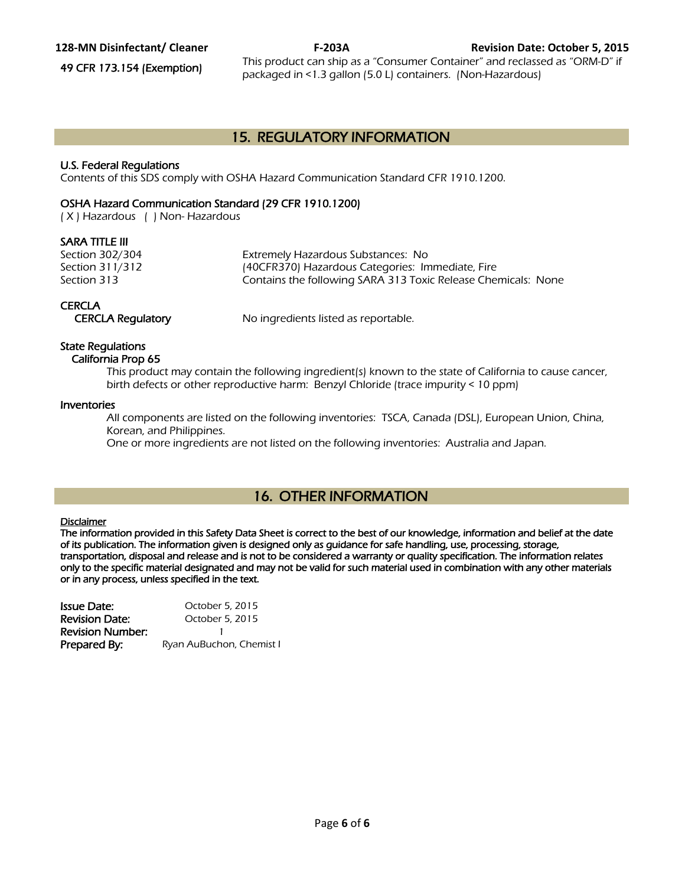## 15. REGULATORY INFORMATION

### U.S. Federal Regulations

Contents of this SDS comply with OSHA Hazard Communication Standard CFR 1910.1200.

### OSHA Hazard Communication Standard (29 CFR 1910.1200)

( X ) Hazardous ( ) Non- Hazardous

### SARA TITLE III

| | |
|---|---|
| Section 302/304 | Extremely Hazardous Substances: No |
| Section 311/312 | (40CFR370) Hazardous Categories: Immediate, Fire |
| Section 313 | Contains the following SARA 313 Toxic Release Chemicals: None |

### CERCLA

| | |
|---|---|
| CERCLA Regulatory | No ingredients listed as reportable. |

### State Regulations

**California Prop 65**

This product may contain the following ingredient(s) known to the state of California to cause cancer, birth defects or other reproductive harm: Benzyl Chloride (trace impurity < 10 ppm)

### Inventories

All components are listed on the following inventories: TSCA, Canada (DSL), European Union, China, Korean, and Philippines.
One or more ingredients are not listed on the following inventories: Australia and Japan.

## 16. OTHER INFORMATION

Disclaimer

**The information provided in this Safety Data Sheet is correct to the best of our knowledge, information and belief at the date of its publication. The information given is designed only as guidance for safe handling, use, processing, storage, transportation, disposal and release and is not to be considered a warranty or quality specification. The information relates only to the specific material designated and may not be valid for such material used in combination with any other materials or in any process, unless specified in the text.**

| | |
|---|---|
| **Issue Date:** | October 5, 2015 |
| **Revision Date:** | October 5, 2015 |
| **Revision Number:** | 1 |
| **Prepared By:** | Ryan AuBuchon, Chemist I |